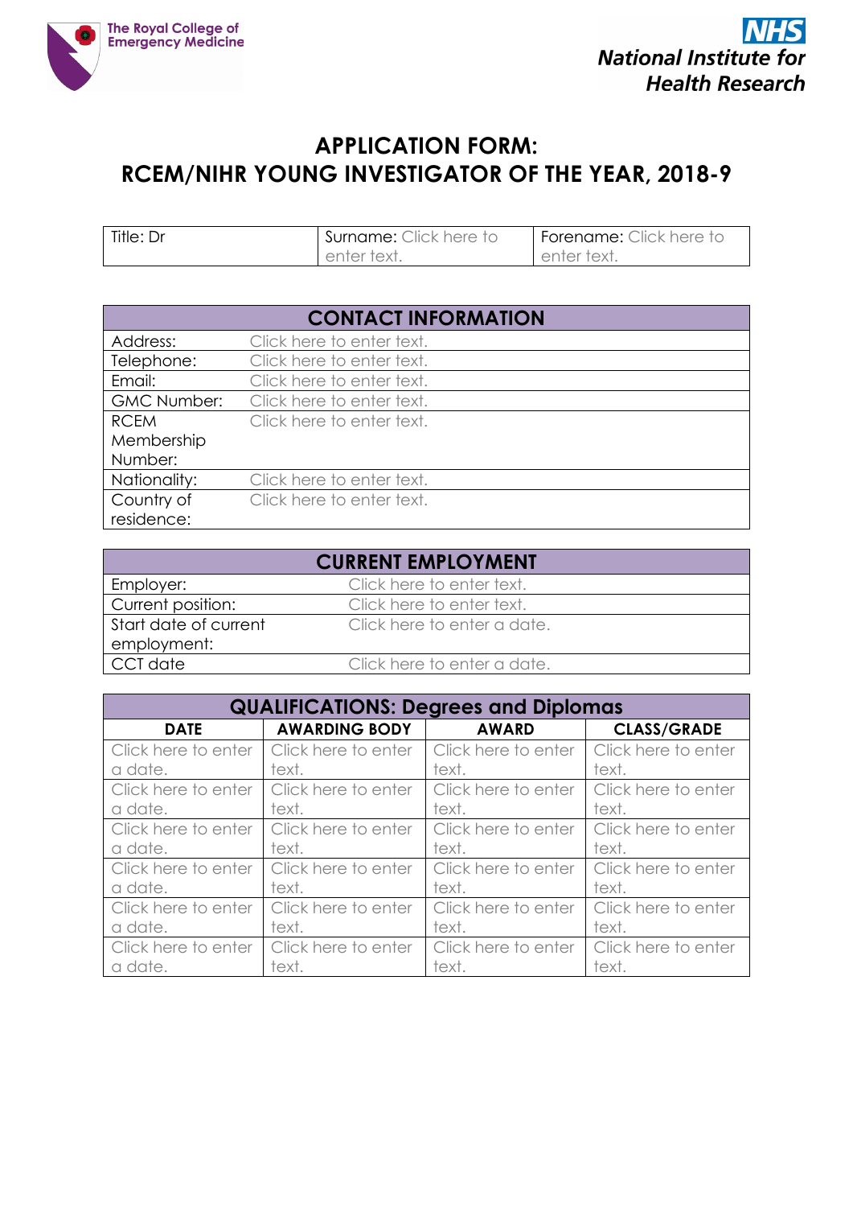The Royal College of Emergency Medicine

NHS
National Institute for Health Research

# APPLICATION FORM: RCEM/NIHR YOUNG INVESTIGATOR OF THE YEAR, 2018-9

| | | |
|---|---|---|
| Title: Dr | Surname: Click here to enter text. | Forename: Click here to enter text. |

| CONTACT INFORMATION | |
|---|---|
| Address: | Click here to enter text. |
| Telephone: | Click here to enter text. |
| Email: | Click here to enter text. |
| GMC Number: | Click here to enter text. |
| RCEM Membership Number: | Click here to enter text. |
| Nationality: | Click here to enter text. |
| Country of residence: | Click here to enter text. |

| CURRENT EMPLOYMENT | |
|---|---|
| Employer: | Click here to enter text. |
| Current position: | Click here to enter text. |
| Start date of current employment: | Click here to enter a date. |
| CCT date | Click here to enter a date. |

| QUALIFICATIONS: Degrees and Diplomas | | | |
|---|---|---|---|
| DATE | AWARDING BODY | AWARD | CLASS/GRADE |
| Click here to enter a date. | Click here to enter text. | Click here to enter text. | Click here to enter text. |
| Click here to enter a date. | Click here to enter text. | Click here to enter text. | Click here to enter text. |
| Click here to enter a date. | Click here to enter text. | Click here to enter text. | Click here to enter text. |
| Click here to enter a date. | Click here to enter text. | Click here to enter text. | Click here to enter text. |
| Click here to enter a date. | Click here to enter text. | Click here to enter text. | Click here to enter text. |
| Click here to enter a date. | Click here to enter text. | Click here to enter text. | Click here to enter text. |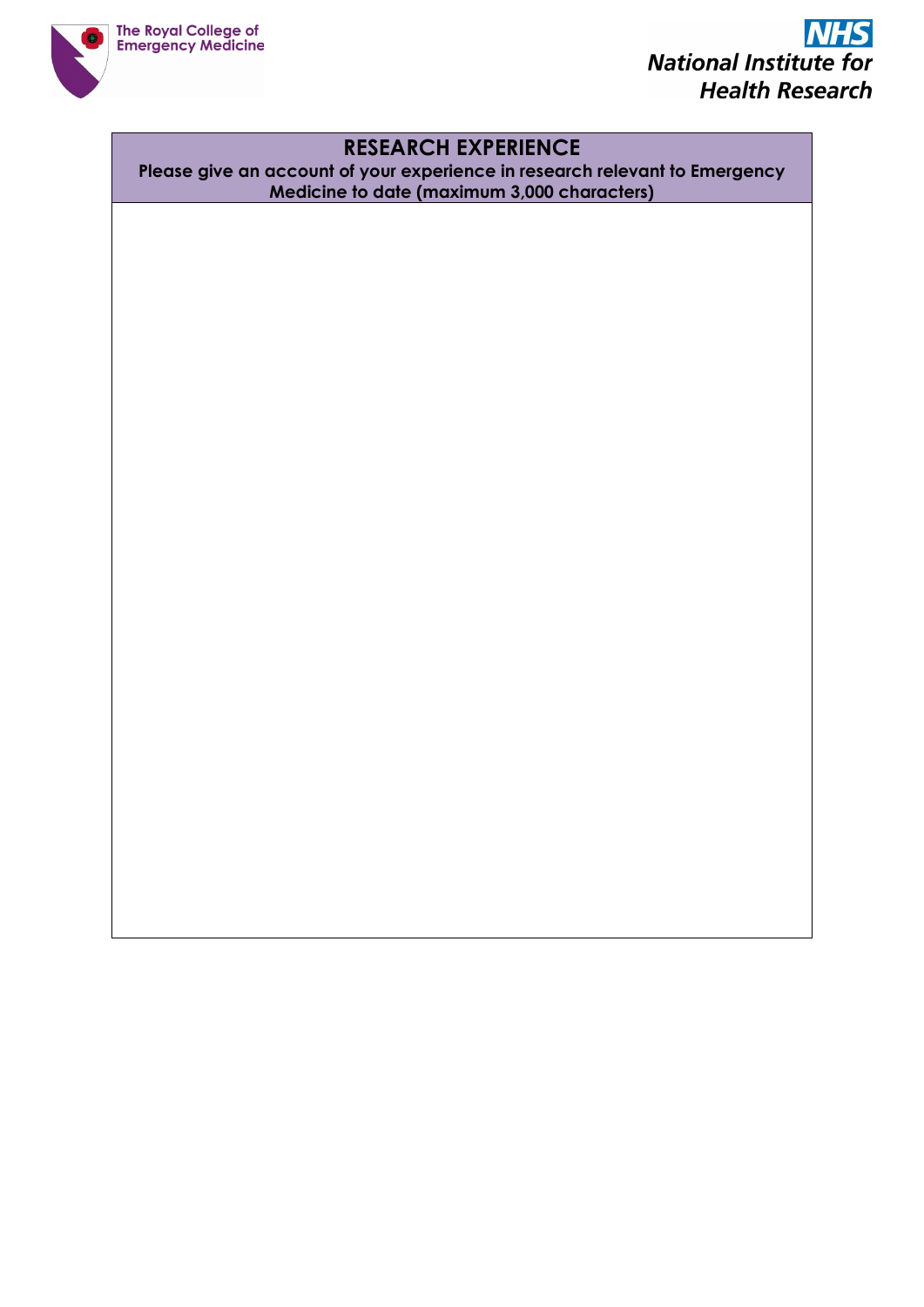The Royal College of Emergency Medicine

NHS National Institute for Health Research

| RESEARCH EXPERIENCE<br>**Please give an account of your experience in research relevant to Emergency Medicine to date (maximum 3,000 characters)** |
|---|
| |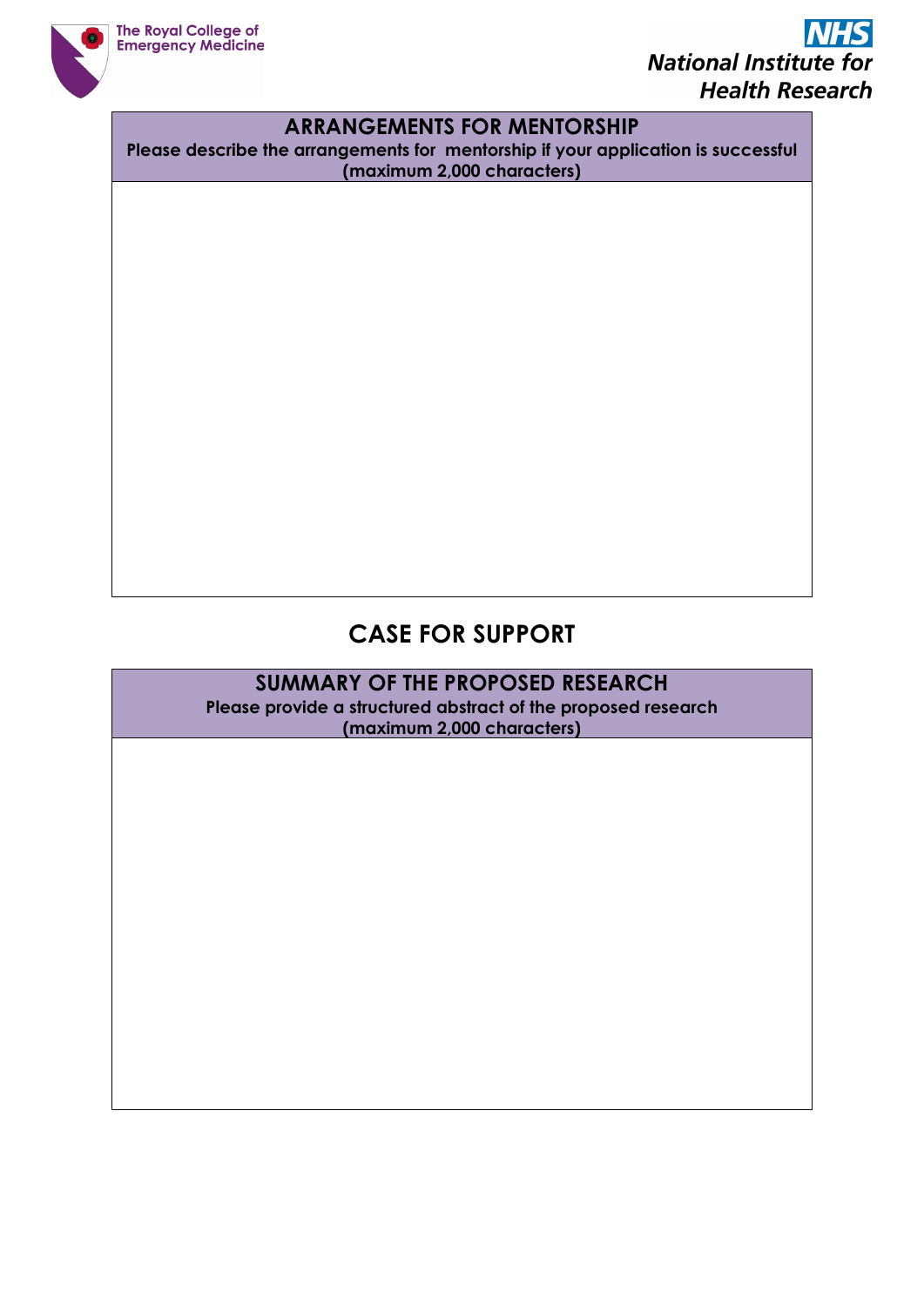## ARRANGEMENTS FOR MENTORSHIP

**Please describe the arrangements for mentorship if your application is successful (maximum 2,000 characters)**

# CASE FOR SUPPORT

## SUMMARY OF THE PROPOSED RESEARCH

**Please provide a structured abstract of the proposed research (maximum 2,000 characters)**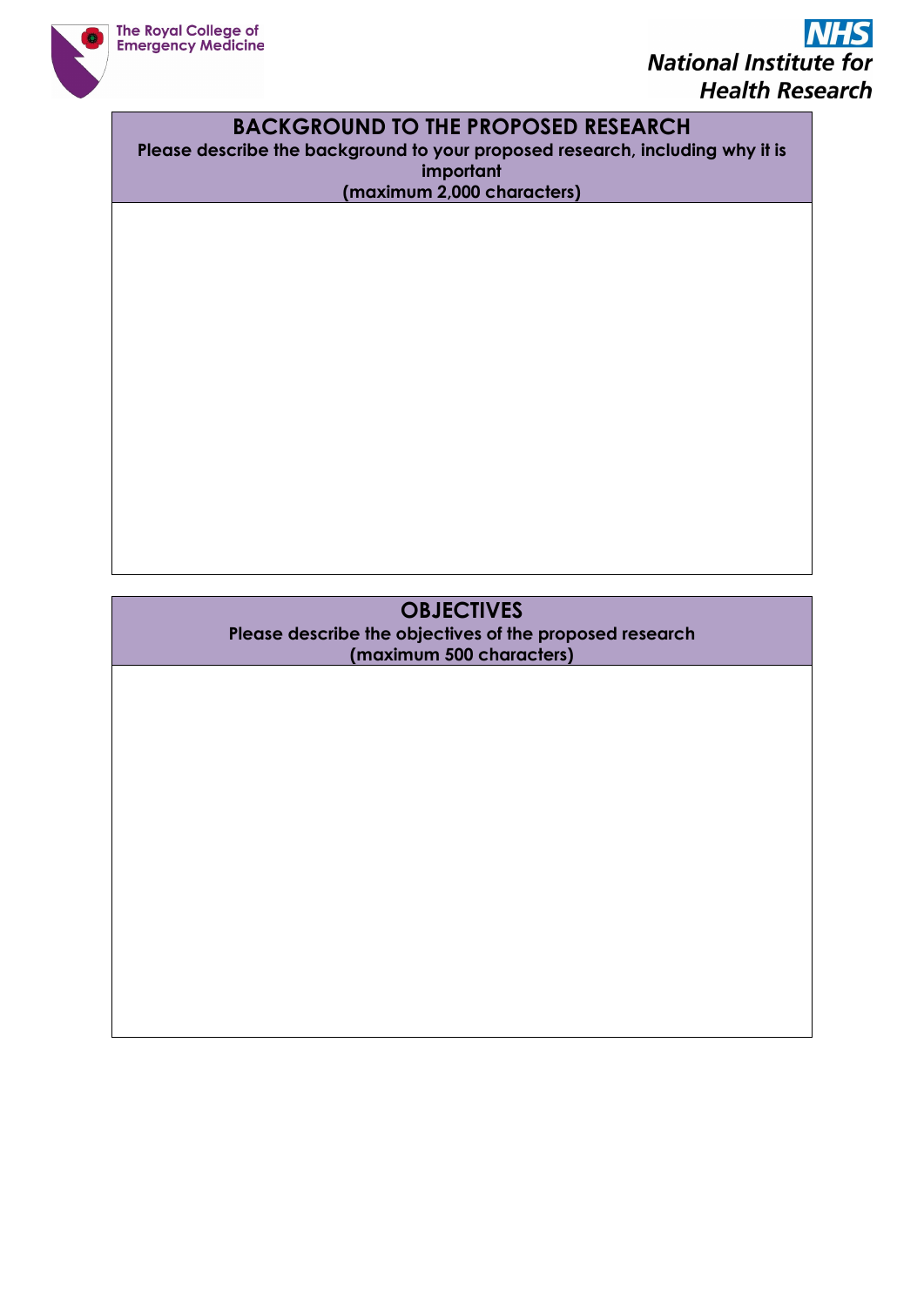## BACKGROUND TO THE PROPOSED RESEARCH

**Please describe the background to your proposed research, including why it is important**

**(maximum 2,000 characters)**

## OBJECTIVES

**Please describe the objectives of the proposed research**

**(maximum 500 characters)**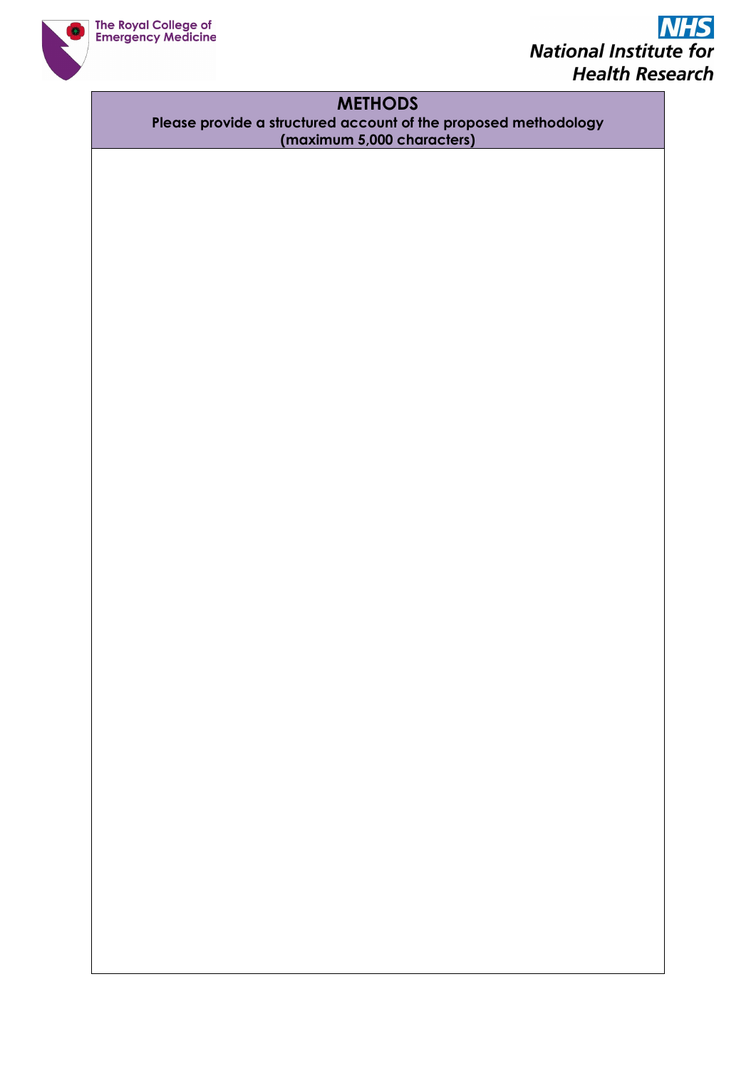**METHODS**

**Please provide a structured account of the proposed methodology (maximum 5,000 characters)**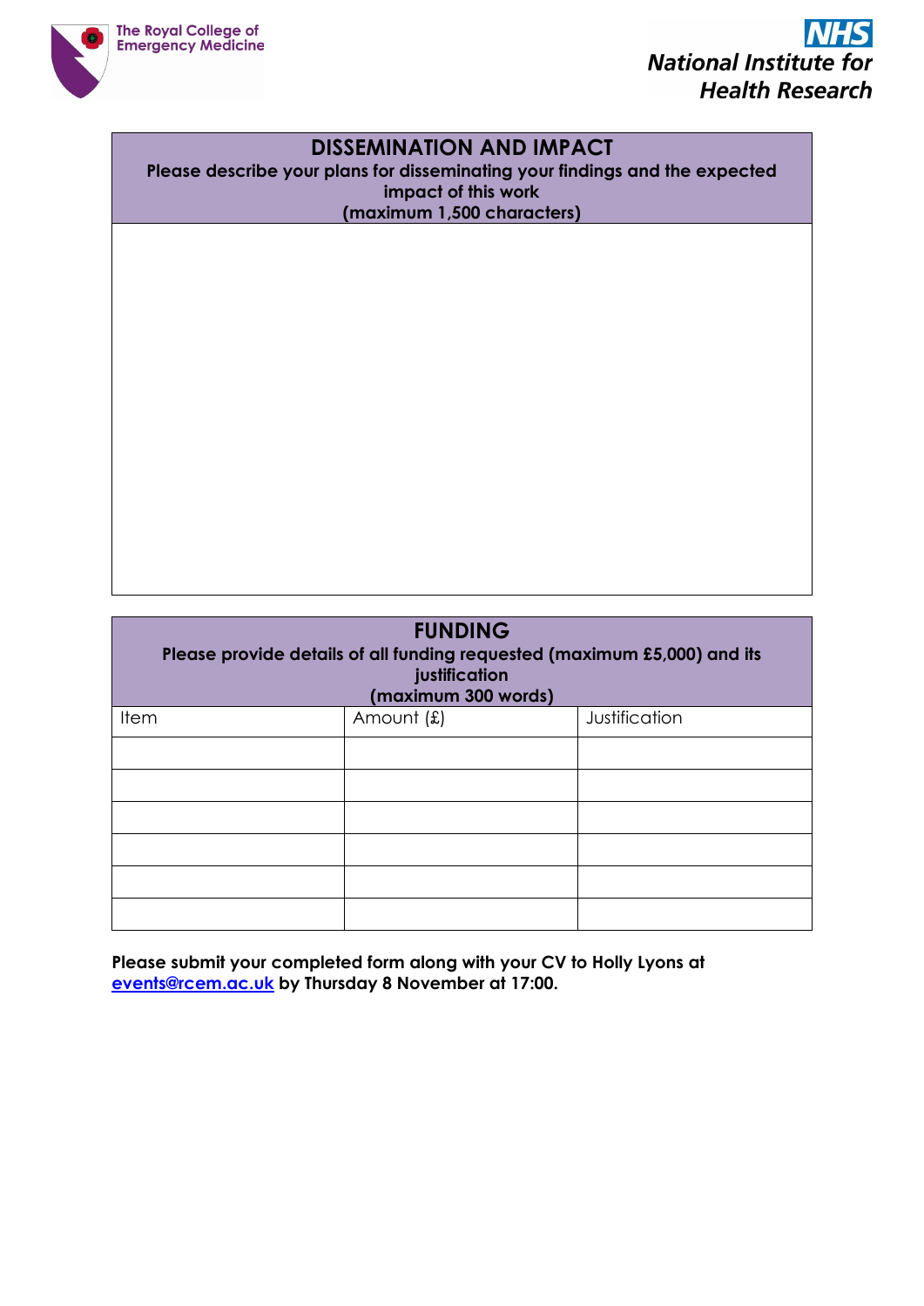## DISSEMINATION AND IMPACT

**Please describe your plans for disseminating your findings and the expected impact of this work**
**(maximum 1,500 characters)**

## FUNDING

**Please provide details of all funding requested (maximum £5,000) and its justification**
**(maximum 300 words)**

| Item | Amount (£) | Justification |
|---|---|---|
| | | |
| | | |
| | | |
| | | |
| | | |
| | | |

**Please submit your completed form along with your CV to Holly Lyons at events@rcem.ac.uk by Thursday 8 November at 17:00.**